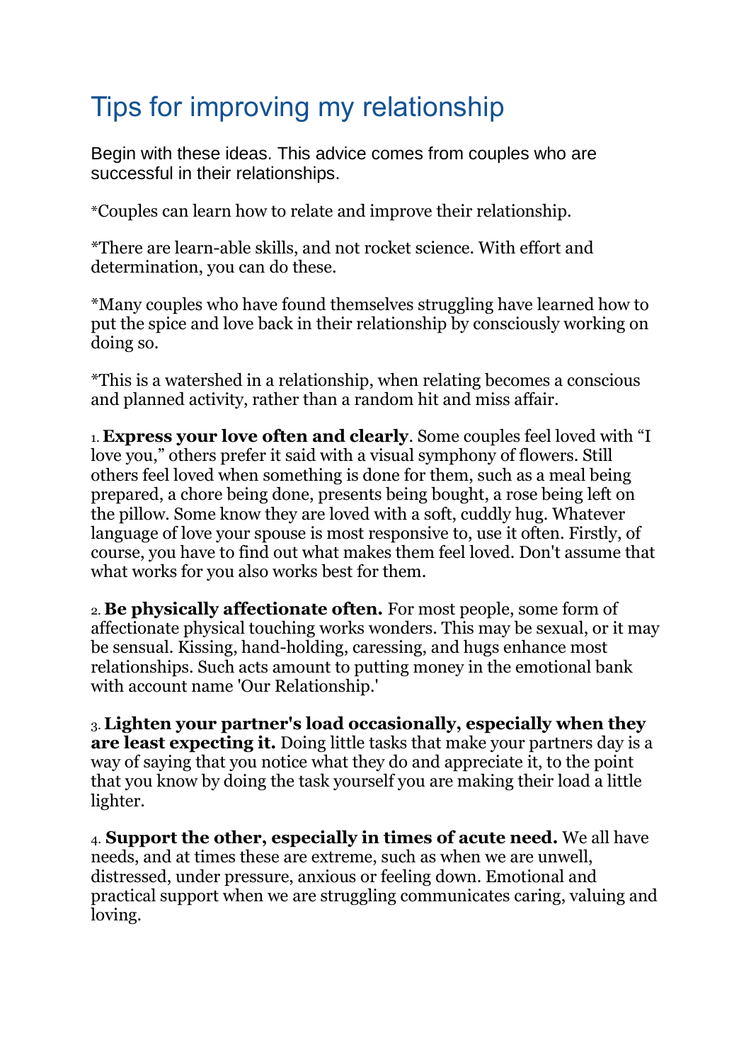# Tips for improving my relationship

Begin with these ideas. This advice comes from couples who are successful in their relationships.

*Couples can learn how to relate and improve their relationship.

*There are learn-able skills, and not rocket science. With effort and determination, you can do these.

*Many couples who have found themselves struggling have learned how to put the spice and love back in their relationship by consciously working on doing so.

*This is a watershed in a relationship, when relating becomes a conscious and planned activity, rather than a random hit and miss affair.

1. **Express your love often and clearly**. Some couples feel loved with “I love you,” others prefer it said with a visual symphony of flowers. Still others feel loved when something is done for them, such as a meal being prepared, a chore being done, presents being bought, a rose being left on the pillow. Some know they are loved with a soft, cuddly hug. Whatever language of love your spouse is most responsive to, use it often. Firstly, of course, you have to find out what makes them feel loved. Don't assume that what works for you also works best for them.

2. **Be physically affectionate often.** For most people, some form of affectionate physical touching works wonders. This may be sexual, or it may be sensual. Kissing, hand-holding, caressing, and hugs enhance most relationships. Such acts amount to putting money in the emotional bank with account name 'Our Relationship.'

3. **Lighten your partner's load occasionally, especially when they are least expecting it.** Doing little tasks that make your partners day is a way of saying that you notice what they do and appreciate it, to the point that you know by doing the task yourself you are making their load a little lighter.

4. **Support the other, especially in times of acute need.** We all have needs, and at times these are extreme, such as when we are unwell, distressed, under pressure, anxious or feeling down. Emotional and practical support when we are struggling communicates caring, valuing and loving.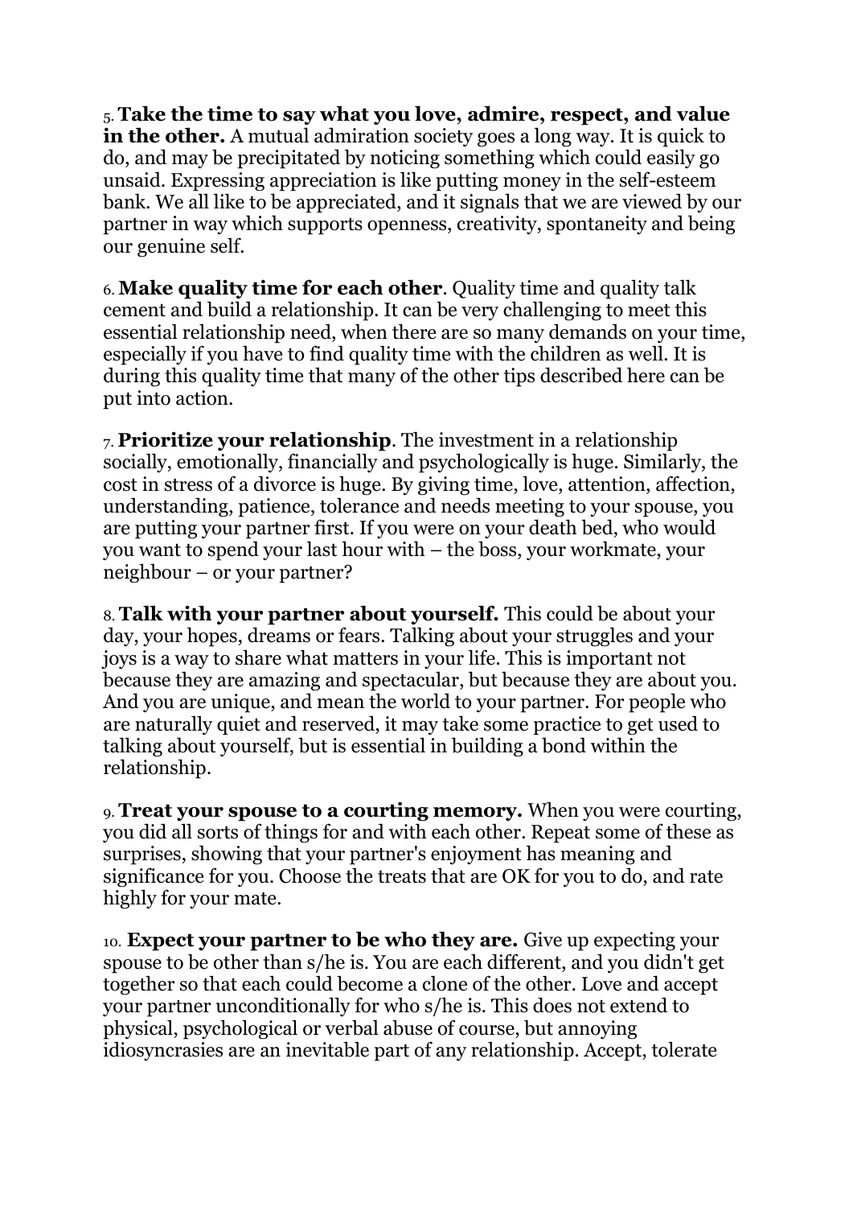5. **Take the time to say what you love, admire, respect, and value in the other.** A mutual admiration society goes a long way. It is quick to do, and may be precipitated by noticing something which could easily go unsaid. Expressing appreciation is like putting money in the self-esteem bank. We all like to be appreciated, and it signals that we are viewed by our partner in way which supports openness, creativity, spontaneity and being our genuine self.

6. **Make quality time for each other**. Quality time and quality talk cement and build a relationship. It can be very challenging to meet this essential relationship need, when there are so many demands on your time, especially if you have to find quality time with the children as well. It is during this quality time that many of the other tips described here can be put into action.

7. **Prioritize your relationship**. The investment in a relationship socially, emotionally, financially and psychologically is huge. Similarly, the cost in stress of a divorce is huge. By giving time, love, attention, affection, understanding, patience, tolerance and needs meeting to your spouse, you are putting your partner first. If you were on your death bed, who would you want to spend your last hour with – the boss, your workmate, your neighbour – or your partner?

8. **Talk with your partner about yourself.** This could be about your day, your hopes, dreams or fears. Talking about your struggles and your joys is a way to share what matters in your life. This is important not because they are amazing and spectacular, but because they are about you. And you are unique, and mean the world to your partner. For people who are naturally quiet and reserved, it may take some practice to get used to talking about yourself, but is essential in building a bond within the relationship.

9. **Treat your spouse to a courting memory.** When you were courting, you did all sorts of things for and with each other. Repeat some of these as surprises, showing that your partner's enjoyment has meaning and significance for you. Choose the treats that are OK for you to do, and rate highly for your mate.

10. **Expect your partner to be who they are.** Give up expecting your spouse to be other than s/he is. You are each different, and you didn't get together so that each could become a clone of the other. Love and accept your partner unconditionally for who s/he is. This does not extend to physical, psychological or verbal abuse of course, but annoying idiosyncrasies are an inevitable part of any relationship. Accept, tolerate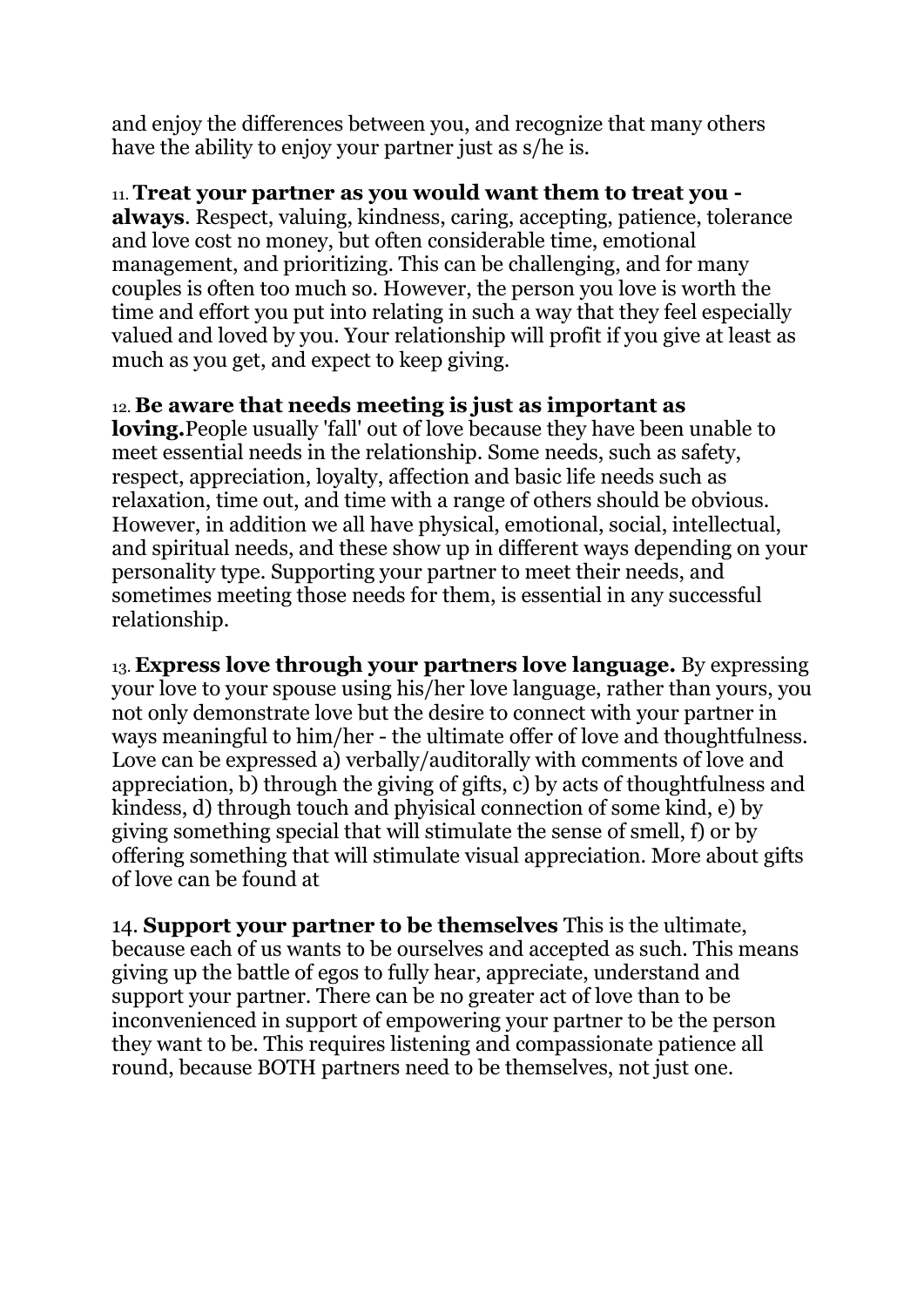and enjoy the differences between you, and recognize that many others have the ability to enjoy your partner just as s/he is.

11. **Treat your partner as you would want them to treat you - always**. Respect, valuing, kindness, caring, accepting, patience, tolerance and love cost no money, but often considerable time, emotional management, and prioritizing. This can be challenging, and for many couples is often too much so. However, the person you love is worth the time and effort you put into relating in such a way that they feel especially valued and loved by you. Your relationship will profit if you give at least as much as you get, and expect to keep giving.

12. **Be aware that needs meeting is just as important as loving.**People usually 'fall' out of love because they have been unable to meet essential needs in the relationship. Some needs, such as safety, respect, appreciation, loyalty, affection and basic life needs such as relaxation, time out, and time with a range of others should be obvious. However, in addition we all have physical, emotional, social, intellectual, and spiritual needs, and these show up in different ways depending on your personality type. Supporting your partner to meet their needs, and sometimes meeting those needs for them, is essential in any successful relationship.

13. **Express love through your partners love language.** By expressing your love to your spouse using his/her love language, rather than yours, you not only demonstrate love but the desire to connect with your partner in ways meaningful to him/her - the ultimate offer of love and thoughtfulness. Love can be expressed a) verbally/auditorally with comments of love and appreciation, b) through the giving of gifts, c) by acts of thoughtfulness and kindess, d) through touch and phyisical connection of some kind, e) by giving something special that will stimulate the sense of smell, f) or by offering something that will stimulate visual appreciation. More about gifts of love can be found at

14. **Support your partner to be themselves** This is the ultimate, because each of us wants to be ourselves and accepted as such. This means giving up the battle of egos to fully hear, appreciate, understand and support your partner. There can be no greater act of love than to be inconvenienced in support of empowering your partner to be the person they want to be. This requires listening and compassionate patience all round, because BOTH partners need to be themselves, not just one.